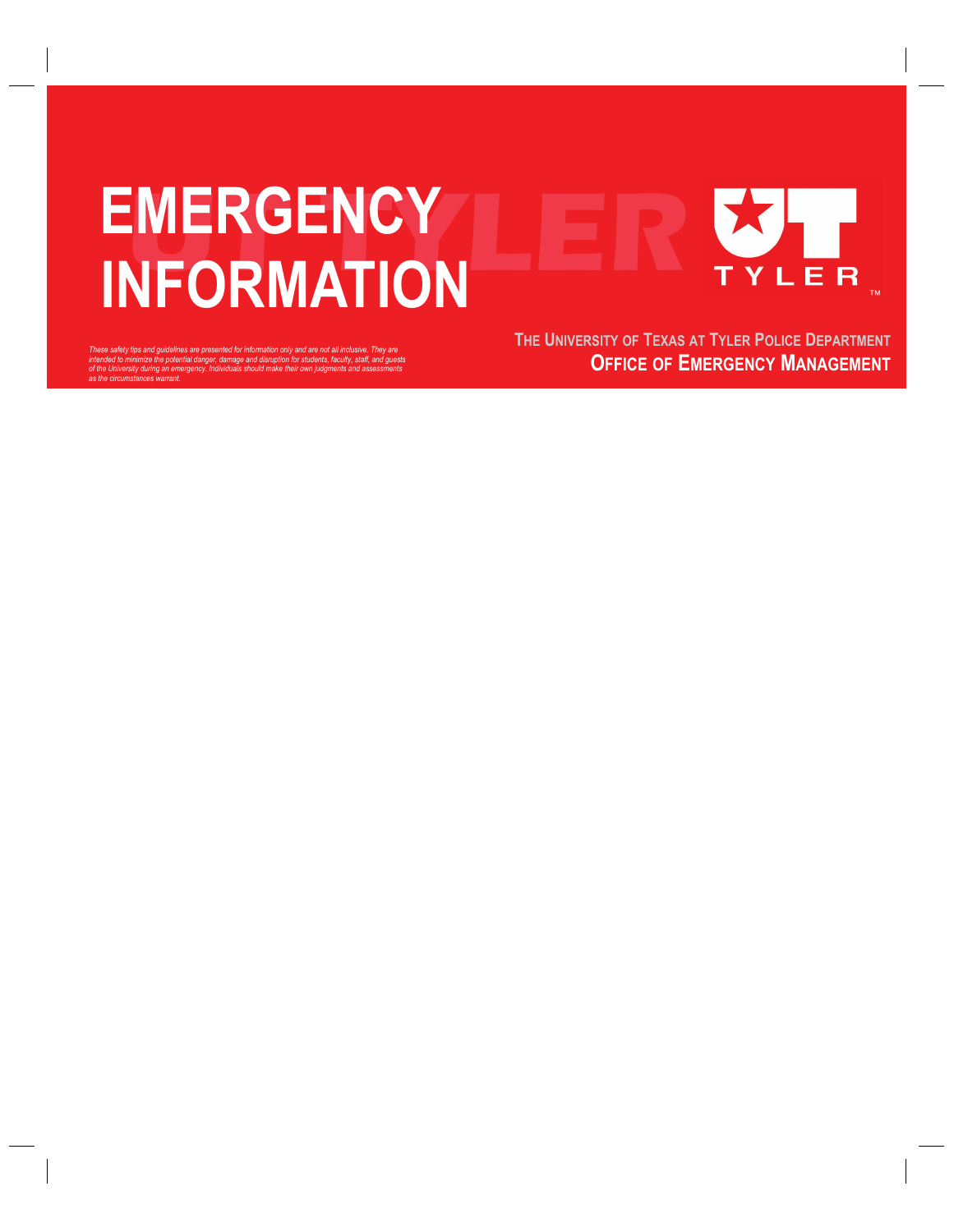# EMERGENCY INFORMATION

TYLER™

**THE UNIVERSITY OF TEXAS AT TYLER POLICE DEPARTMENT**

**OFFICE OF EMERGENCY MANAGEMENT**

*These safety tips and guidelines are presented for information only and are not all inclusive. They are intended to minimize the potential danger, damage and disruption for students, faculty, staff, and guests of the University during an emergency. Individuals should make their own judgments and assessments as the circumstances warrant.*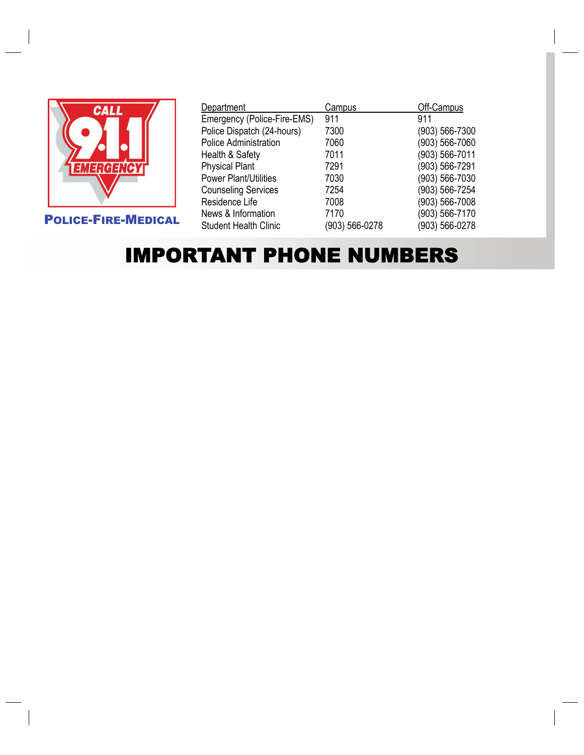CALL 9-1-1 EMERGENCY

POLICE-FIRE-MEDICAL

| Department | Campus | Off-Campus |
| --- | --- | --- |
| Emergency (Police-Fire-EMS) | 911 | 911 |
| Police Dispatch (24-hours) | 7300 | (903) 566-7300 |
| Police Administration | 7060 | (903) 566-7060 |
| Health & Safety | 7011 | (903) 566-7011 |
| Physical Plant | 7291 | (903) 566-7291 |
| Power Plant/Utilities | 7030 | (903) 566-7030 |
| Counseling Services | 7254 | (903) 566-7254 |
| Residence Life | 7008 | (903) 566-7008 |
| News & Information | 7170 | (903) 566-7170 |
| Student Health Clinic | (903) 566-0278 | (903) 566-0278 |

# IMPORTANT PHONE NUMBERS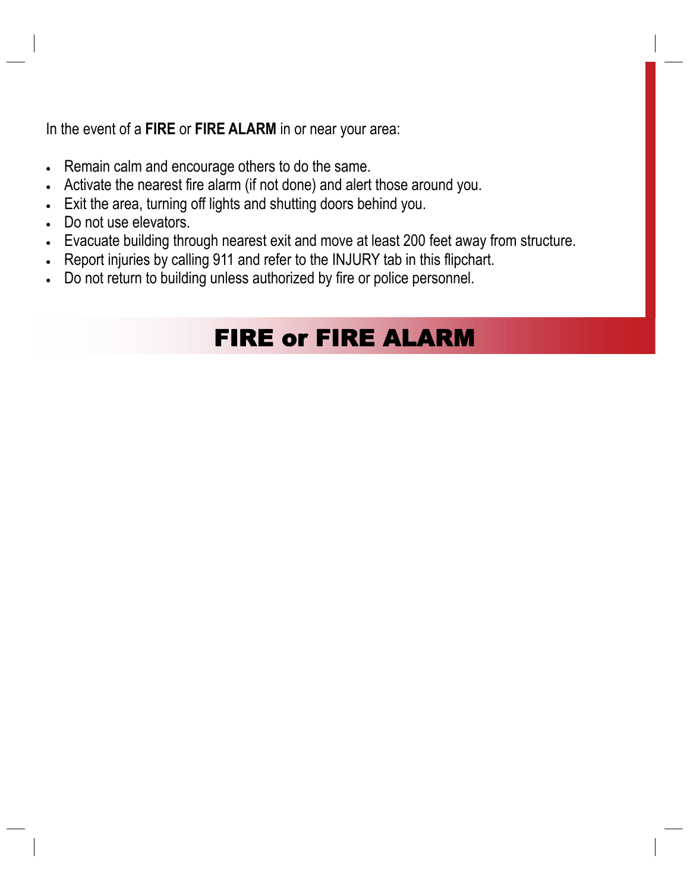In the event of a **FIRE** or **FIRE ALARM** in or near your area:

- Remain calm and encourage others to do the same.
- Activate the nearest fire alarm (if not done) and alert those around you.
- Exit the area, turning off lights and shutting doors behind you.
- Do not use elevators.
- Evacuate building through nearest exit and move at least 200 feet away from structure.
- Report injuries by calling 911 and refer to the INJURY tab in this flipchart.
- Do not return to building unless authorized by fire or police personnel.

# FIRE or FIRE ALARM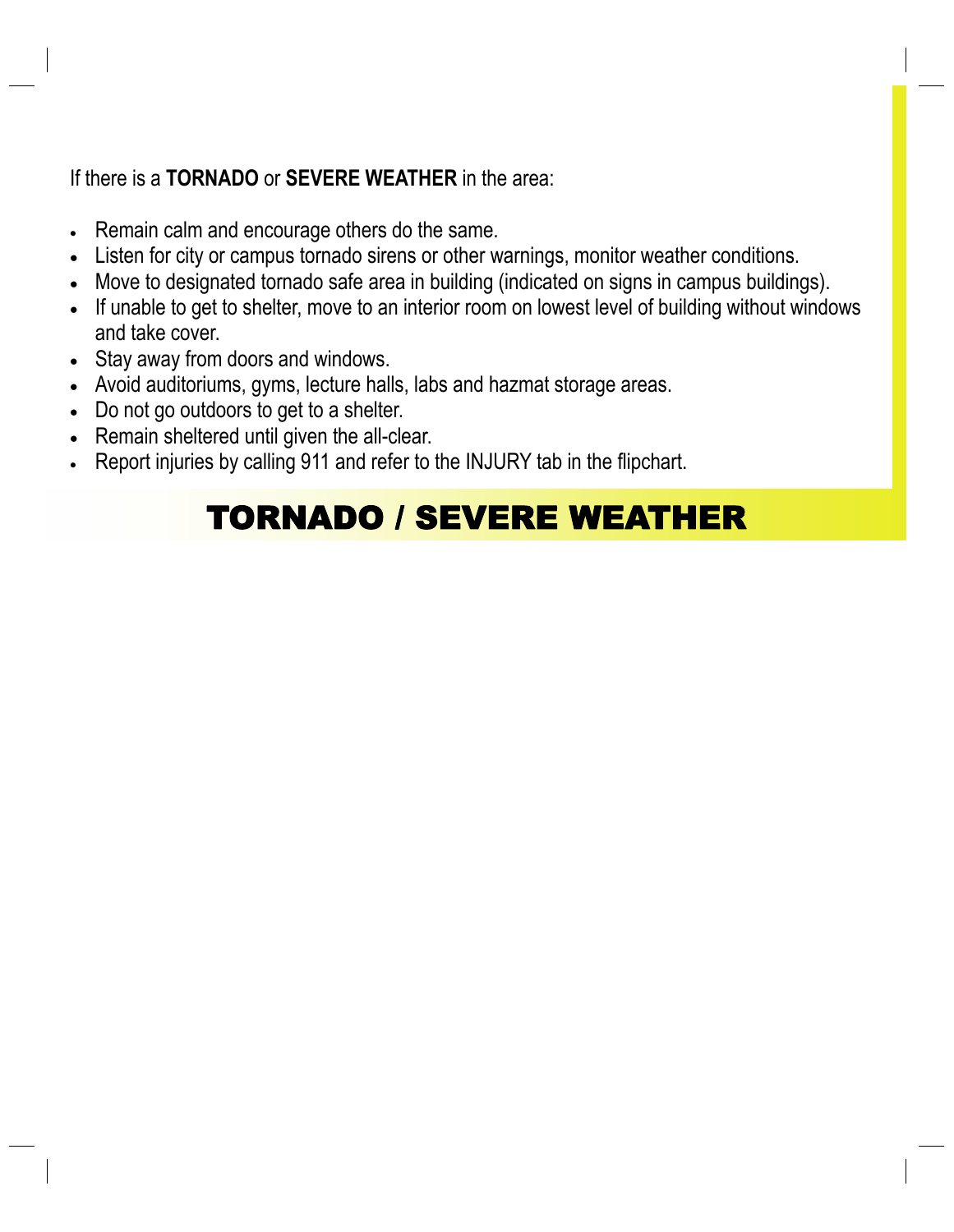If there is a **TORNADO** or **SEVERE WEATHER** in the area:

- Remain calm and encourage others do the same.
- Listen for city or campus tornado sirens or other warnings, monitor weather conditions.
- Move to designated tornado safe area in building (indicated on signs in campus buildings).
- If unable to get to shelter, move to an interior room on lowest level of building without windows and take cover.
- Stay away from doors and windows.
- Avoid auditoriums, gyms, lecture halls, labs and hazmat storage areas.
- Do not go outdoors to get to a shelter.
- Remain sheltered until given the all-clear.
- Report injuries by calling 911 and refer to the INJURY tab in the flipchart.

# TORNADO / SEVERE WEATHER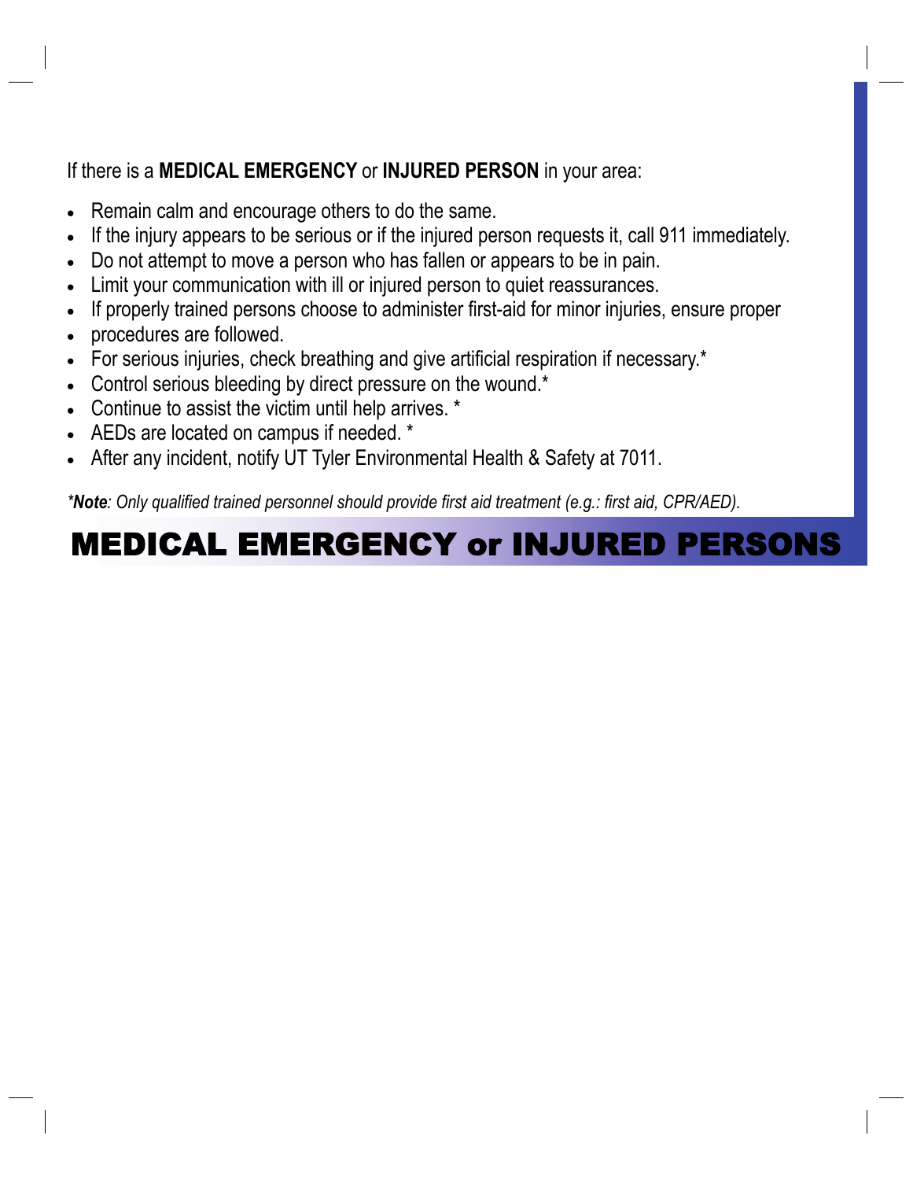If there is a **MEDICAL EMERGENCY** or **INJURED PERSON** in your area:

- Remain calm and encourage others to do the same.
- If the injury appears to be serious or if the injured person requests it, call 911 immediately.
- Do not attempt to move a person who has fallen or appears to be in pain.
- Limit your communication with ill or injured person to quiet reassurances.
- If properly trained persons choose to administer first-aid for minor injuries, ensure proper
- procedures are followed.
- For serious injuries, check breathing and give artificial respiration if necessary.*
- Control serious bleeding by direct pressure on the wound.*
- Continue to assist the victim until help arrives. *
- AEDs are located on campus if needed. *
- After any incident, notify UT Tyler Environmental Health & Safety at 7011.

*\****Note***: Only qualified trained personnel should provide first aid treatment (e.g.: first aid, CPR/AED).*

# MEDICAL EMERGENCY or INJURED PERSONS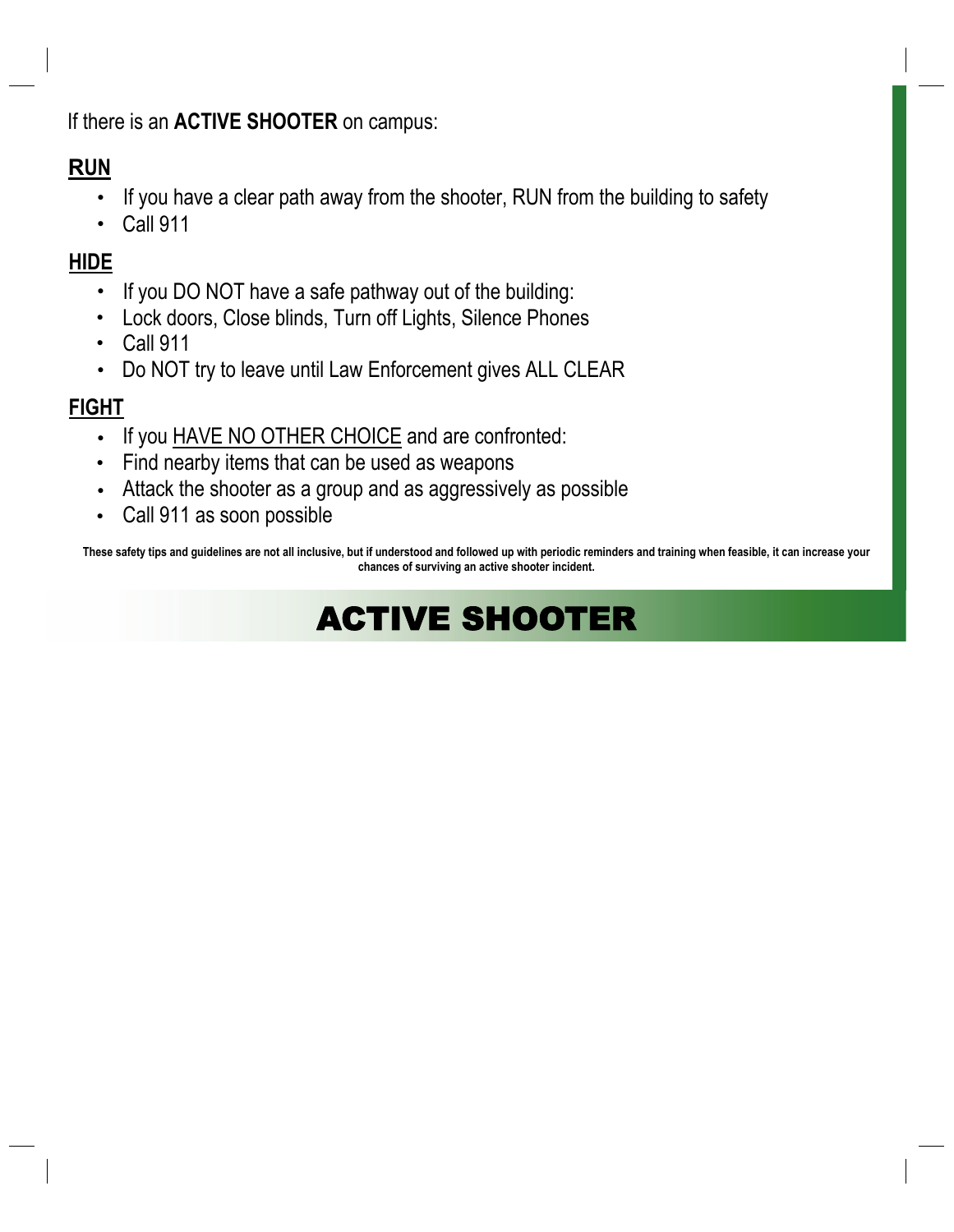If there is an **ACTIVE SHOOTER** on campus:

**RUN**

- If you have a clear path away from the shooter, RUN from the building to safety
- Call 911

**HIDE**

- If you DO NOT have a safe pathway out of the building:
- Lock doors, Close blinds, Turn off Lights, Silence Phones
- Call 911
- Do NOT try to leave until Law Enforcement gives ALL CLEAR

**FIGHT**

- If you HAVE NO OTHER CHOICE and are confronted:
- Find nearby items that can be used as weapons
- Attack the shooter as a group and as aggressively as possible
- Call 911 as soon possible

**These safety tips and guidelines are not all inclusive, but if understood and followed up with periodic reminders and training when feasible, it can increase your chances of surviving an active shooter incident.**

# ACTIVE SHOOTER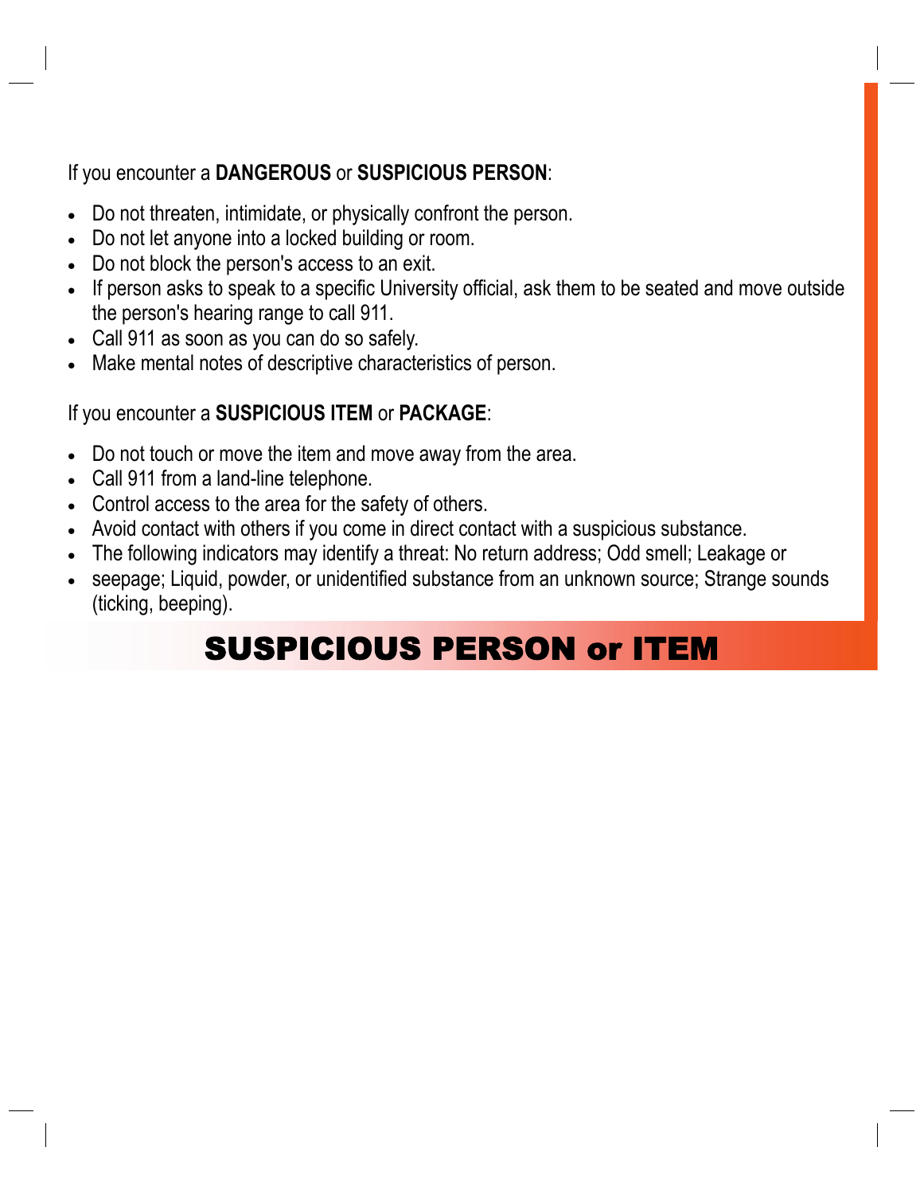If you encounter a **DANGEROUS** or **SUSPICIOUS PERSON**:

- Do not threaten, intimidate, or physically confront the person.
- Do not let anyone into a locked building or room.
- Do not block the person's access to an exit.
- If person asks to speak to a specific University official, ask them to be seated and move outside the person's hearing range to call 911.
- Call 911 as soon as you can do so safely.
- Make mental notes of descriptive characteristics of person.

If you encounter a **SUSPICIOUS ITEM** or **PACKAGE**:

- Do not touch or move the item and move away from the area.
- Call 911 from a land-line telephone.
- Control access to the area for the safety of others.
- Avoid contact with others if you come in direct contact with a suspicious substance.
- The following indicators may identify a threat: No return address; Odd smell; Leakage or
- seepage; Liquid, powder, or unidentified substance from an unknown source; Strange sounds (ticking, beeping).

# SUSPICIOUS PERSON or ITEM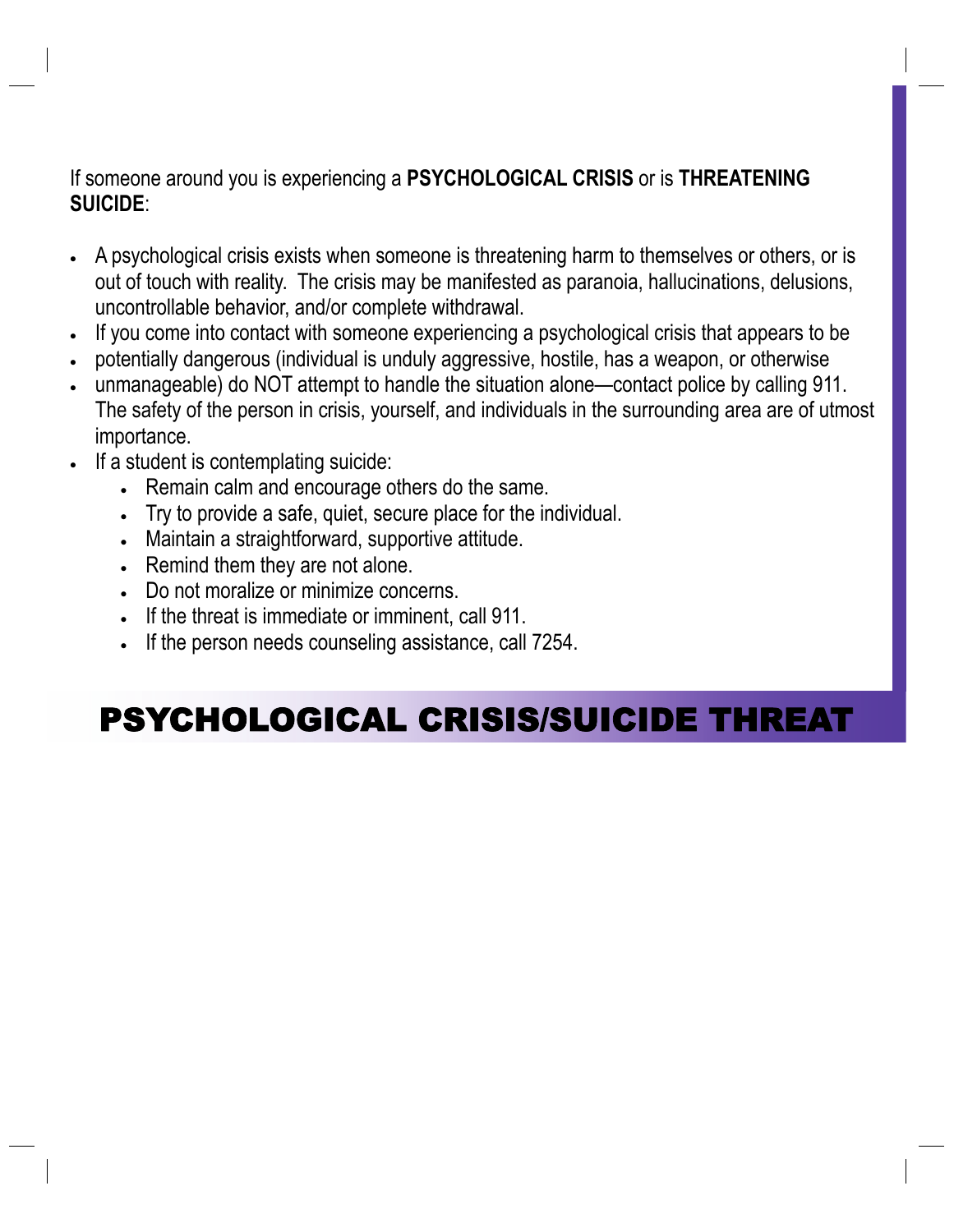# PSYCHOLOGICAL CRISIS/SUICIDE THREAT

If someone around you is experiencing a **PSYCHOLOGICAL CRISIS** or is **THREATENING SUICIDE**:

- A psychological crisis exists when someone is threatening harm to themselves or others, or is out of touch with reality. The crisis may be manifested as paranoia, hallucinations, delusions, uncontrollable behavior, and/or complete withdrawal.
- If you come into contact with someone experiencing a psychological crisis that appears to be
- potentially dangerous (individual is unduly aggressive, hostile, has a weapon, or otherwise
- unmanageable) do NOT attempt to handle the situation alone—contact police by calling 911. The safety of the person in crisis, yourself, and individuals in the surrounding area are of utmost importance.
- If a student is contemplating suicide:
  - Remain calm and encourage others do the same.
  - Try to provide a safe, quiet, secure place for the individual.
  - Maintain a straightforward, supportive attitude.
  - Remind them they are not alone.
  - Do not moralize or minimize concerns.
  - If the threat is immediate or imminent, call 911.
  - If the person needs counseling assistance, call 7254.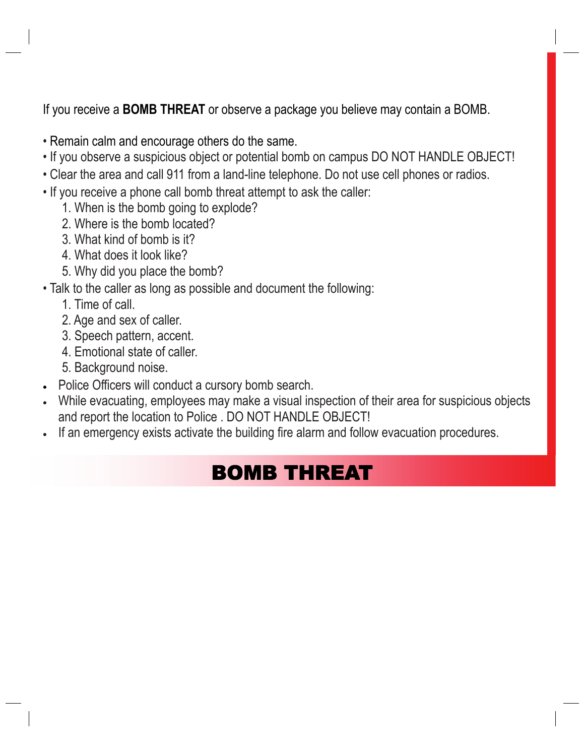If you receive a **BOMB THREAT** or observe a package you believe may contain a BOMB.

- Remain calm and encourage others do the same.
- If you observe a suspicious object or potential bomb on campus DO NOT HANDLE OBJECT!
- Clear the area and call 911 from a land-line telephone. Do not use cell phones or radios.
- If you receive a phone call bomb threat attempt to ask the caller:
    1. When is the bomb going to explode?
    2. Where is the bomb located?
    3. What kind of bomb is it?
    4. What does it look like?
    5. Why did you place the bomb?
- Talk to the caller as long as possible and document the following:
    1. Time of call.
    2. Age and sex of caller.
    3. Speech pattern, accent.
    4. Emotional state of caller.
    5. Background noise.
- Police Officers will conduct a cursory bomb search.
- While evacuating, employees may make a visual inspection of their area for suspicious objects and report the location to Police . DO NOT HANDLE OBJECT!
- If an emergency exists activate the building fire alarm and follow evacuation procedures.

# BOMB THREAT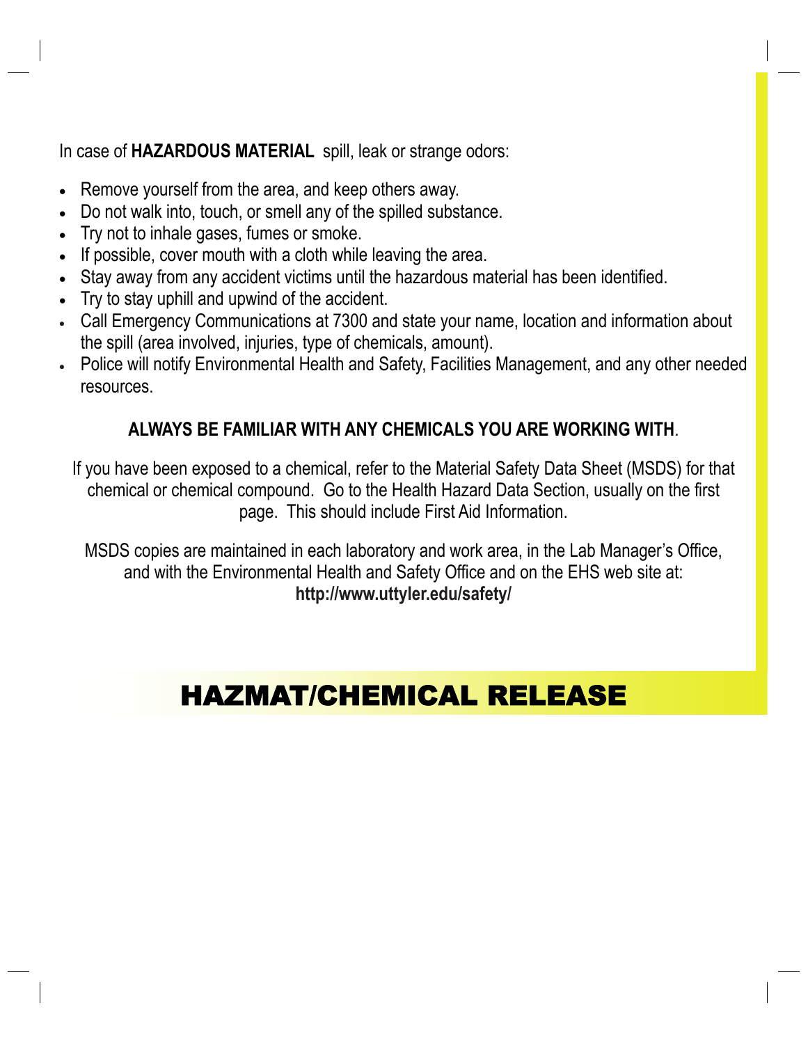In case of **HAZARDOUS MATERIAL** spill, leak or strange odors:

- Remove yourself from the area, and keep others away.
- Do not walk into, touch, or smell any of the spilled substance.
- Try not to inhale gases, fumes or smoke.
- If possible, cover mouth with a cloth while leaving the area.
- Stay away from any accident victims until the hazardous material has been identified.
- Try to stay uphill and upwind of the accident.
- Call Emergency Communications at 7300 and state your name, location and information about the spill (area involved, injuries, type of chemicals, amount).
- Police will notify Environmental Health and Safety, Facilities Management, and any other needed resources.

**ALWAYS BE FAMILIAR WITH ANY CHEMICALS YOU ARE WORKING WITH**.

If you have been exposed to a chemical, refer to the Material Safety Data Sheet (MSDS) for that chemical or chemical compound. Go to the Health Hazard Data Section, usually on the first page. This should include First Aid Information.

MSDS copies are maintained in each laboratory and work area, in the Lab Manager's Office, and with the Environmental Health and Safety Office and on the EHS web site at: **http://www.uttyler.edu/safety/**

# HAZMAT/CHEMICAL RELEASE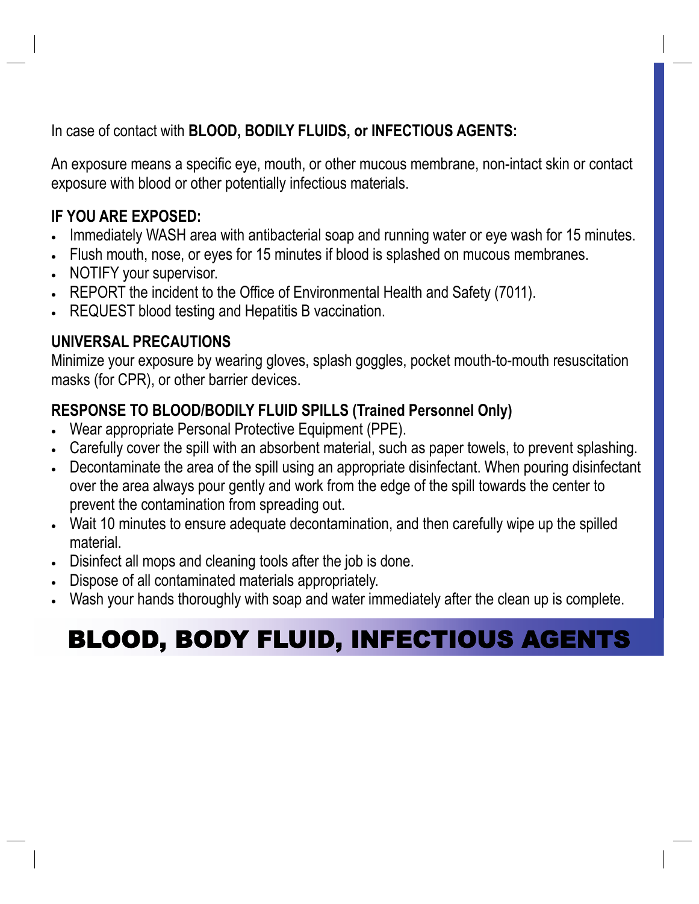In case of contact with **BLOOD, BODILY FLUIDS, or INFECTIOUS AGENTS:**

An exposure means a specific eye, mouth, or other mucous membrane, non-intact skin or contact exposure with blood or other potentially infectious materials.

**IF YOU ARE EXPOSED:**

- Immediately WASH area with antibacterial soap and running water or eye wash for 15 minutes.
- Flush mouth, nose, or eyes for 15 minutes if blood is splashed on mucous membranes.
- NOTIFY your supervisor.
- REPORT the incident to the Office of Environmental Health and Safety (7011).
- REQUEST blood testing and Hepatitis B vaccination.

**UNIVERSAL PRECAUTIONS**

Minimize your exposure by wearing gloves, splash goggles, pocket mouth-to-mouth resuscitation masks (for CPR), or other barrier devices.

**RESPONSE TO BLOOD/BODILY FLUID SPILLS (Trained Personnel Only)**

- Wear appropriate Personal Protective Equipment (PPE).
- Carefully cover the spill with an absorbent material, such as paper towels, to prevent splashing.
- Decontaminate the area of the spill using an appropriate disinfectant. When pouring disinfectant over the area always pour gently and work from the edge of the spill towards the center to prevent the contamination from spreading out.
- Wait 10 minutes to ensure adequate decontamination, and then carefully wipe up the spilled material.
- Disinfect all mops and cleaning tools after the job is done.
- Dispose of all contaminated materials appropriately.
- Wash your hands thoroughly with soap and water immediately after the clean up is complete.

# BLOOD, BODY FLUID, INFECTIOUS AGENTS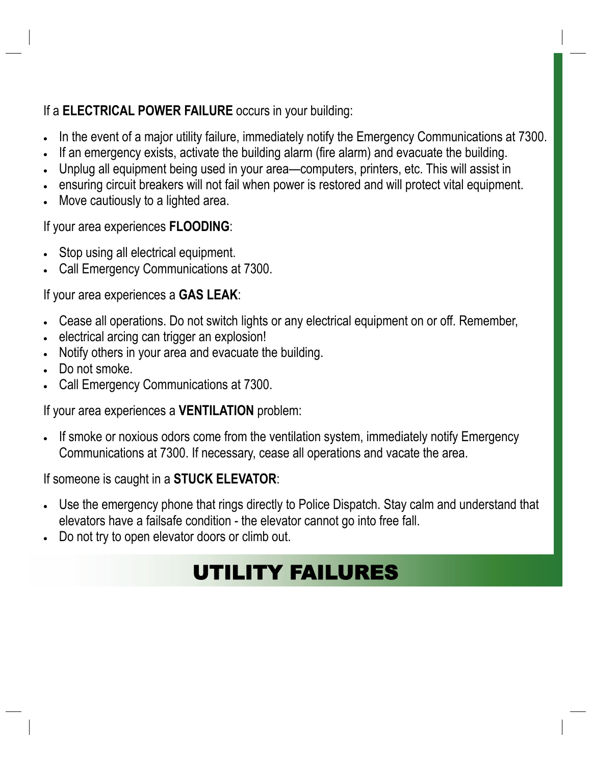If a **ELECTRICAL POWER FAILURE** occurs in your building:

- In the event of a major utility failure, immediately notify the Emergency Communications at 7300.
- If an emergency exists, activate the building alarm (fire alarm) and evacuate the building.
- Unplug all equipment being used in your area—computers, printers, etc. This will assist in
- ensuring circuit breakers will not fail when power is restored and will protect vital equipment.
- Move cautiously to a lighted area.

If your area experiences **FLOODING**:

- Stop using all electrical equipment.
- Call Emergency Communications at 7300.

If your area experiences a **GAS LEAK**:

- Cease all operations. Do not switch lights or any electrical equipment on or off. Remember,
- electrical arcing can trigger an explosion!
- Notify others in your area and evacuate the building.
- Do not smoke.
- Call Emergency Communications at 7300.

If your area experiences a **VENTILATION** problem:

- If smoke or noxious odors come from the ventilation system, immediately notify Emergency Communications at 7300. If necessary, cease all operations and vacate the area.

If someone is caught in a **STUCK ELEVATOR**:

- Use the emergency phone that rings directly to Police Dispatch. Stay calm and understand that elevators have a failsafe condition - the elevator cannot go into free fall.
- Do not try to open elevator doors or climb out.

# UTILITY FAILURES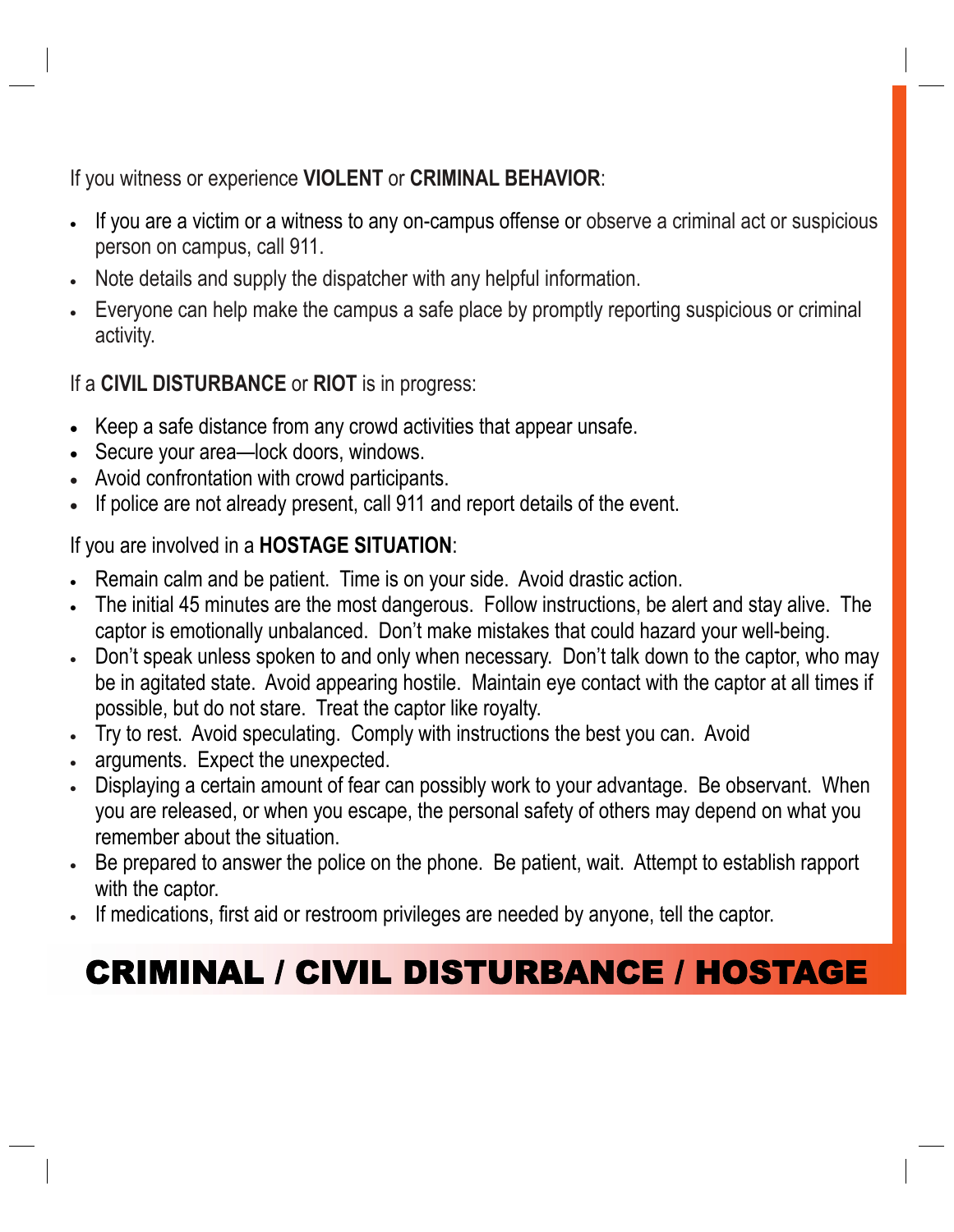If you witness or experience **VIOLENT** or **CRIMINAL BEHAVIOR**:

- If you are a victim or a witness to any on-campus offense or observe a criminal act or suspicious person on campus, call 911.
- Note details and supply the dispatcher with any helpful information.
- Everyone can help make the campus a safe place by promptly reporting suspicious or criminal activity.

If a **CIVIL DISTURBANCE** or **RIOT** is in progress:

- Keep a safe distance from any crowd activities that appear unsafe.
- Secure your area—lock doors, windows.
- Avoid confrontation with crowd participants.
- If police are not already present, call 911 and report details of the event.

If you are involved in a **HOSTAGE SITUATION**:

- Remain calm and be patient. Time is on your side. Avoid drastic action.
- The initial 45 minutes are the most dangerous. Follow instructions, be alert and stay alive. The captor is emotionally unbalanced. Don't make mistakes that could hazard your well-being.
- Don't speak unless spoken to and only when necessary. Don't talk down to the captor, who may be in agitated state. Avoid appearing hostile. Maintain eye contact with the captor at all times if possible, but do not stare. Treat the captor like royalty.
- Try to rest. Avoid speculating. Comply with instructions the best you can. Avoid
- arguments. Expect the unexpected.
- Displaying a certain amount of fear can possibly work to your advantage. Be observant. When you are released, or when you escape, the personal safety of others may depend on what you remember about the situation.
- Be prepared to answer the police on the phone. Be patient, wait. Attempt to establish rapport with the captor.
- If medications, first aid or restroom privileges are needed by anyone, tell the captor.

# CRIMINAL / CIVIL DISTURBANCE / HOSTAGE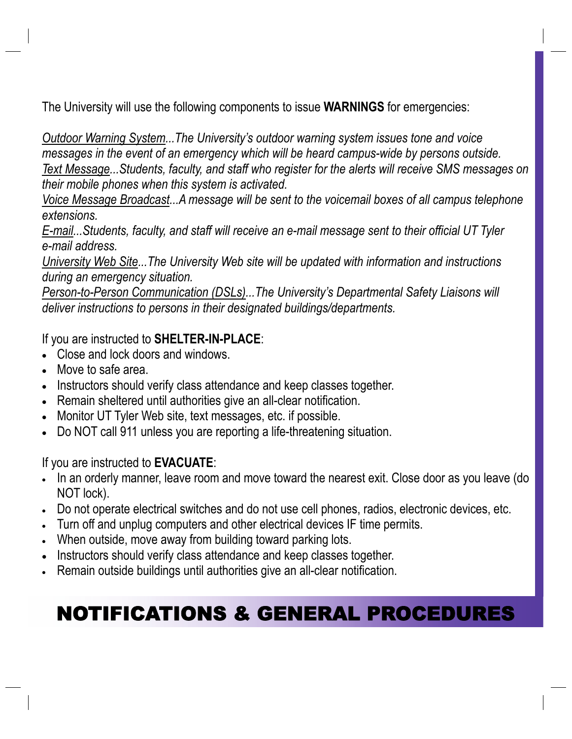The University will use the following components to issue **WARNINGS** for emergencies:

*Outdoor Warning System...The University's outdoor warning system issues tone and voice messages in the event of an emergency which will be heard campus-wide by persons outside.*
*Text Message...Students, faculty, and staff who register for the alerts will receive SMS messages on their mobile phones when this system is activated.*
*Voice Message Broadcast...A message will be sent to the voicemail boxes of all campus telephone extensions.*
*E-mail...Students, faculty, and staff will receive an e-mail message sent to their official UT Tyler e-mail address.*
*University Web Site...The University Web site will be updated with information and instructions during an emergency situation.*
*Person-to-Person Communication (DSLs)...The University's Departmental Safety Liaisons will deliver instructions to persons in their designated buildings/departments.*

If you are instructed to **SHELTER-IN-PLACE**:

- Close and lock doors and windows.
- Move to safe area.
- Instructors should verify class attendance and keep classes together.
- Remain sheltered until authorities give an all-clear notification.
- Monitor UT Tyler Web site, text messages, etc. if possible.
- Do NOT call 911 unless you are reporting a life-threatening situation.

If you are instructed to **EVACUATE**:

- In an orderly manner, leave room and move toward the nearest exit. Close door as you leave (do NOT lock).
- Do not operate electrical switches and do not use cell phones, radios, electronic devices, etc.
- Turn off and unplug computers and other electrical devices IF time permits.
- When outside, move away from building toward parking lots.
- Instructors should verify class attendance and keep classes together.
- Remain outside buildings until authorities give an all-clear notification.

# NOTIFICATIONS & GENERAL PROCEDURES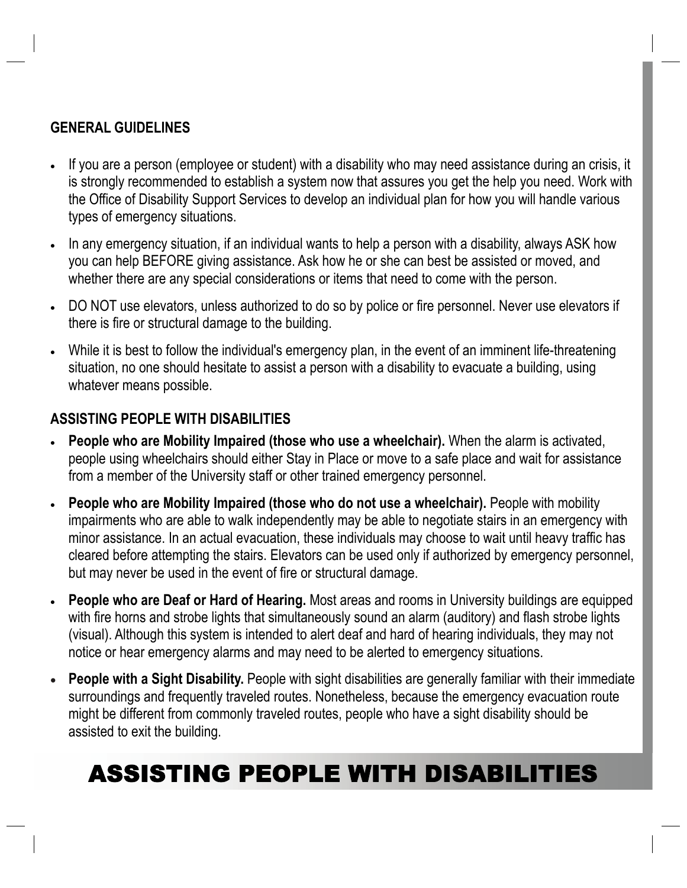## GENERAL GUIDELINES

- If you are a person (employee or student) with a disability who may need assistance during an crisis, it is strongly recommended to establish a system now that assures you get the help you need. Work with the Office of Disability Support Services to develop an individual plan for how you will handle various types of emergency situations.
- In any emergency situation, if an individual wants to help a person with a disability, always ASK how you can help BEFORE giving assistance. Ask how he or she can best be assisted or moved, and whether there are any special considerations or items that need to come with the person.
- DO NOT use elevators, unless authorized to do so by police or fire personnel. Never use elevators if there is fire or structural damage to the building.
- While it is best to follow the individual's emergency plan, in the event of an imminent life-threatening situation, no one should hesitate to assist a person with a disability to evacuate a building, using whatever means possible.

## ASSISTING PEOPLE WITH DISABILITIES

- **People who are Mobility Impaired (those who use a wheelchair).** When the alarm is activated, people using wheelchairs should either Stay in Place or move to a safe place and wait for assistance from a member of the University staff or other trained emergency personnel.
- **People who are Mobility Impaired (those who do not use a wheelchair).** People with mobility impairments who are able to walk independently may be able to negotiate stairs in an emergency with minor assistance. In an actual evacuation, these individuals may choose to wait until heavy traffic has cleared before attempting the stairs. Elevators can be used only if authorized by emergency personnel, but may never be used in the event of fire or structural damage.
- **People who are Deaf or Hard of Hearing.** Most areas and rooms in University buildings are equipped with fire horns and strobe lights that simultaneously sound an alarm (auditory) and flash strobe lights (visual). Although this system is intended to alert deaf and hard of hearing individuals, they may not notice or hear emergency alarms and may need to be alerted to emergency situations.
- **People with a Sight Disability.** People with sight disabilities are generally familiar with their immediate surroundings and frequently traveled routes. Nonetheless, because the emergency evacuation route might be different from commonly traveled routes, people who have a sight disability should be assisted to exit the building.

# ASSISTING PEOPLE WITH DISABILITIES